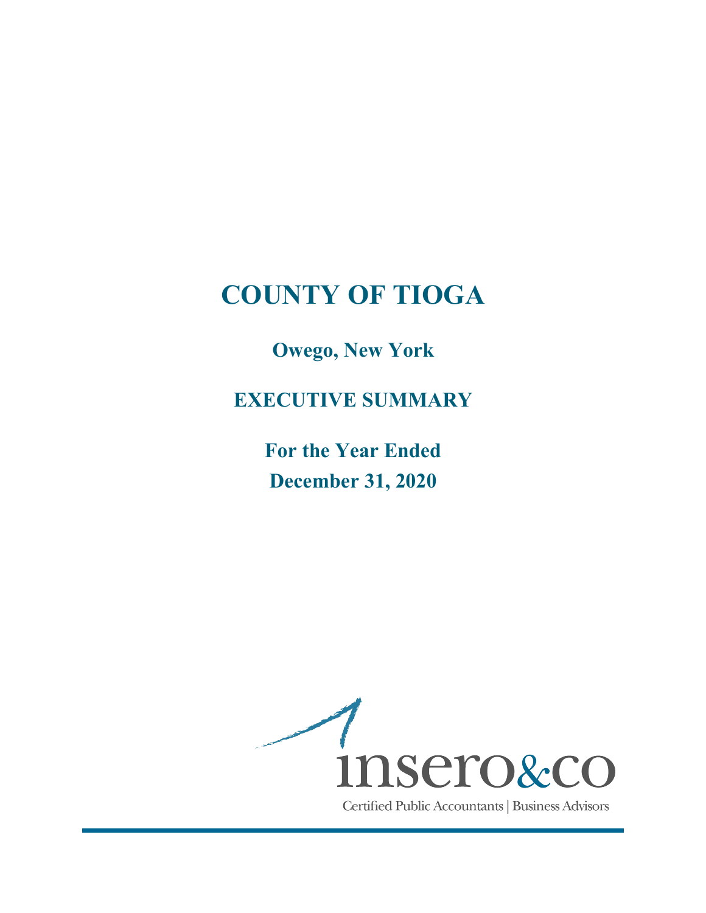# COUNTY OF TIOGA

## Owego, New York

## EXECUTIVE SUMMARY

## For the Year Ended
## December 31, 2020

insero&co

Certified Public Accountants | Business Advisors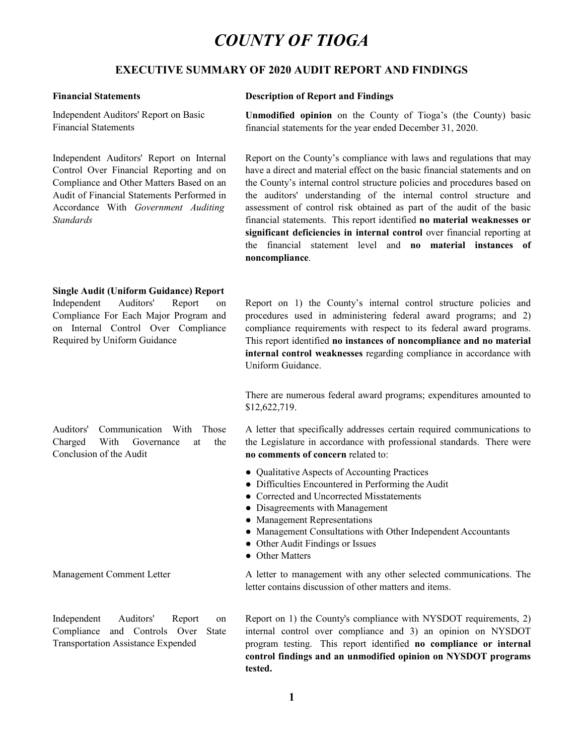# *COUNTY OF TIOGA*

## EXECUTIVE SUMMARY OF 2020 AUDIT REPORT AND FINDINGS

| **Financial Statements** | **Description of Report and Findings** |
|---|---|
| Independent Auditors' Report on Basic Financial Statements | **Unmodified opinion** on the County of Tioga's (the County) basic financial statements for the year ended December 31, 2020. |
| Independent Auditors' Report on Internal Control Over Financial Reporting and on Compliance and Other Matters Based on an Audit of Financial Statements Performed in Accordance With *Government Auditing Standards* | Report on the County's compliance with laws and regulations that may have a direct and material effect on the basic financial statements and on the County's internal control structure policies and procedures based on the auditors' understanding of the internal control structure and assessment of control risk obtained as part of the audit of the basic financial statements. This report identified **no material weaknesses or significant deficiencies in internal control** over financial reporting at the financial statement level and **no material instances of noncompliance**. |
| **Single Audit (Uniform Guidance) Report** Independent Auditors' Report on Compliance For Each Major Program and on Internal Control Over Compliance Required by Uniform Guidance | Report on 1) the County's internal control structure policies and procedures used in administering federal award programs; and 2) compliance requirements with respect to its federal award programs. This report identified **no instances of noncompliance and no material internal control weaknesses** regarding compliance in accordance with Uniform Guidance.<br><br>There are numerous federal award programs; expenditures amounted to $12,622,719. |
| Auditors' Communication With Those Charged With Governance at the Conclusion of the Audit | A letter that specifically addresses certain required communications to the Legislature in accordance with professional standards. There were **no comments of concern** related to:<br>● Qualitative Aspects of Accounting Practices<br>● Difficulties Encountered in Performing the Audit<br>● Corrected and Uncorrected Misstatements<br>● Disagreements with Management<br>● Management Representations<br>● Management Consultations with Other Independent Accountants<br>● Other Audit Findings or Issues<br>● Other Matters |
| Management Comment Letter | A letter to management with any other selected communications. The letter contains discussion of other matters and items. |
| Independent Auditors' Report on Compliance and Controls Over State Transportation Assistance Expended | Report on 1) the County's compliance with NYSDOT requirements, 2) internal control over compliance and 3) an opinion on NYSDOT program testing. This report identified **no compliance or internal control findings and an unmodified opinion on NYSDOT programs tested.** |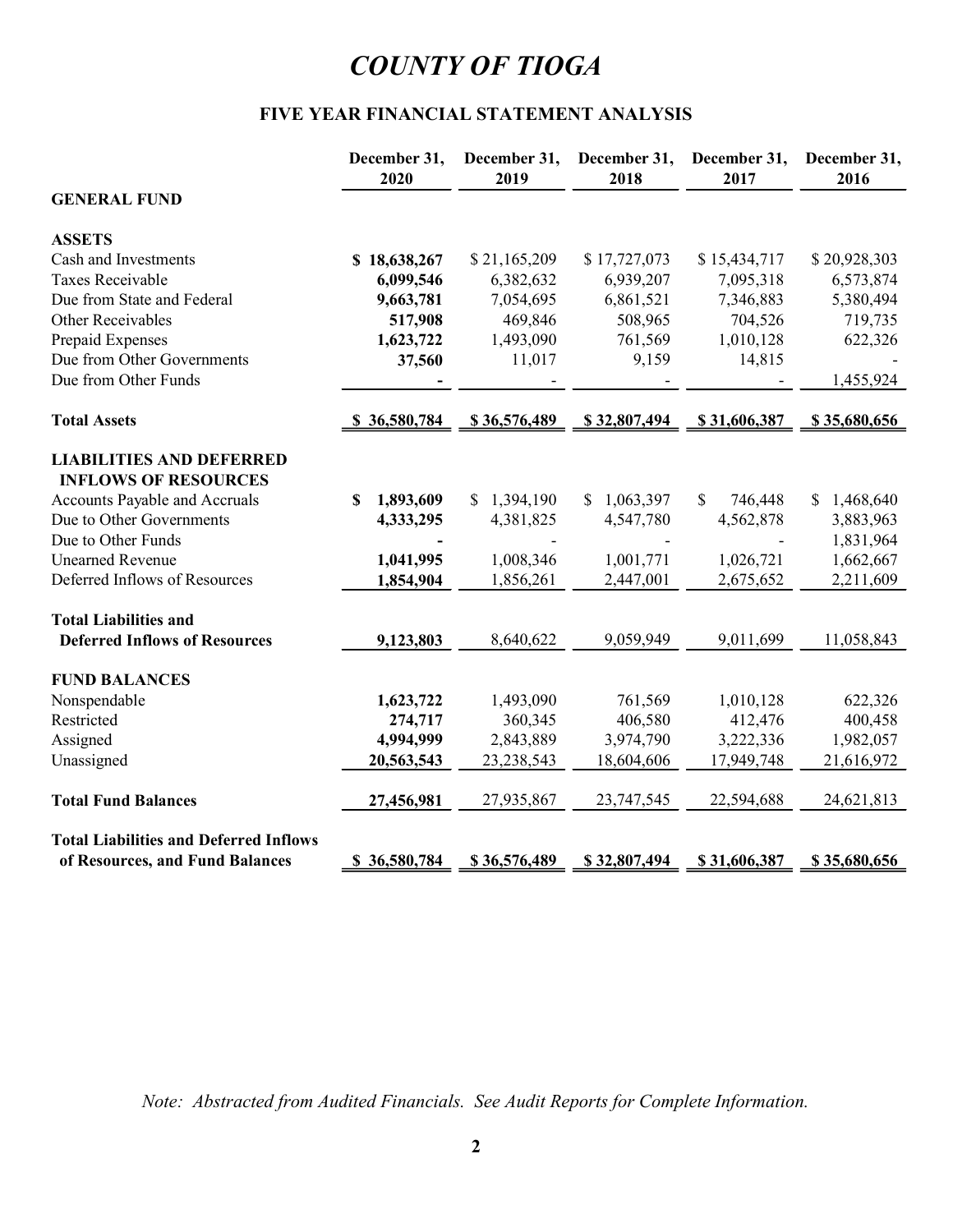# *COUNTY OF TIOGA*

## FIVE YEAR FINANCIAL STATEMENT ANALYSIS

| | December 31, 2020 | December 31, 2019 | December 31, 2018 | December 31, 2017 | December 31, 2016 |
|---|---|---|---|---|---|
| **GENERAL FUND** | | | | | |
| **ASSETS** | | | | | |
| Cash and Investments | **$ 18,638,267** | $ 21,165,209 | $ 17,727,073 | $ 15,434,717 | $ 20,928,303 |
| Taxes Receivable | **6,099,546** | 6,382,632 | 6,939,207 | 7,095,318 | 6,573,874 |
| Due from State and Federal | **9,663,781** | 7,054,695 | 6,861,521 | 7,346,883 | 5,380,494 |
| Other Receivables | **517,908** | 469,846 | 508,965 | 704,526 | 719,735 |
| Prepaid Expenses | **1,623,722** | 1,493,090 | 761,569 | 1,010,128 | 622,326 |
| Due from Other Governments | **37,560** | 11,017 | 9,159 | 14,815 | - |
| Due from Other Funds | **-** | - | - | - | 1,455,924 |
| **Total Assets** | **$ 36,580,784** | **$ 36,576,489** | **$ 32,807,494** | **$ 31,606,387** | **$ 35,680,656** |
| **LIABILITIES AND DEFERRED INFLOWS OF RESOURCES** | | | | | |
| Accounts Payable and Accruals | **$ 1,893,609** | $ 1,394,190 | $ 1,063,397 | $ 746,448 | $ 1,468,640 |
| Due to Other Governments | **4,333,295** | 4,381,825 | 4,547,780 | 4,562,878 | 3,883,963 |
| Due to Other Funds | **-** | - | - | - | 1,831,964 |
| Unearned Revenue | **1,041,995** | 1,008,346 | 1,001,771 | 1,026,721 | 1,662,667 |
| Deferred Inflows of Resources | **1,854,904** | 1,856,261 | 2,447,001 | 2,675,652 | 2,211,609 |
| **Total Liabilities and Deferred Inflows of Resources** | **9,123,803** | 8,640,622 | 9,059,949 | 9,011,699 | 11,058,843 |
| **FUND BALANCES** | | | | | |
| Nonspendable | **1,623,722** | 1,493,090 | 761,569 | 1,010,128 | 622,326 |
| Restricted | **274,717** | 360,345 | 406,580 | 412,476 | 400,458 |
| Assigned | **4,994,999** | 2,843,889 | 3,974,790 | 3,222,336 | 1,982,057 |
| Unassigned | **20,563,543** | 23,238,543 | 18,604,606 | 17,949,748 | 21,616,972 |
| **Total Fund Balances** | **27,456,981** | 27,935,867 | 23,747,545 | 22,594,688 | 24,621,813 |
| **Total Liabilities and Deferred Inflows of Resources, and Fund Balances** | **$ 36,580,784** | **$ 36,576,489** | **$ 32,807,494** | **$ 31,606,387** | **$ 35,680,656** |

*Note: Abstracted from Audited Financials. See Audit Reports for Complete Information.*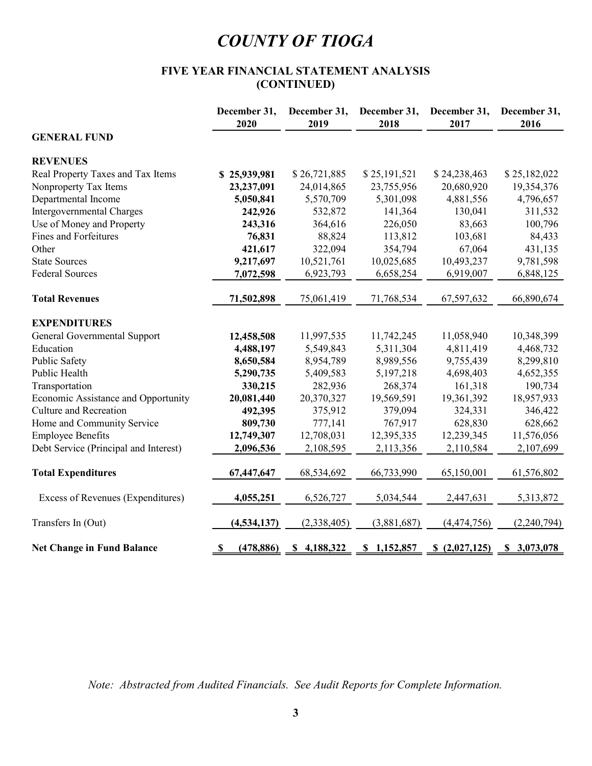# COUNTY OF TIOGA

## FIVE YEAR FINANCIAL STATEMENT ANALYSIS (CONTINUED)

| | December 31, 2020 | December 31, 2019 | December 31, 2018 | December 31, 2017 | December 31, 2016 |
|---|---|---|---|---|---|
| **GENERAL FUND** | | | | | |
| **REVENUES** | | | | | |
| Real Property Taxes and Tax Items | **$ 25,939,981** | $ 26,721,885 | $ 25,191,521 | $ 24,238,463 | $ 25,182,022 |
| Nonproperty Tax Items | **23,237,091** | 24,014,865 | 23,755,956 | 20,680,920 | 19,354,376 |
| Departmental Income | **5,050,841** | 5,570,709 | 5,301,098 | 4,881,556 | 4,796,657 |
| Intergovernmental Charges | **242,926** | 532,872 | 141,364 | 130,041 | 311,532 |
| Use of Money and Property | **243,316** | 364,616 | 226,050 | 83,663 | 100,796 |
| Fines and Forfeitures | **76,831** | 88,824 | 113,812 | 103,681 | 84,433 |
| Other | **421,617** | 322,094 | 354,794 | 67,064 | 431,135 |
| State Sources | **9,217,697** | 10,521,761 | 10,025,685 | 10,493,237 | 9,781,598 |
| Federal Sources | **7,072,598** | 6,923,793 | 6,658,254 | 6,919,007 | 6,848,125 |
| **Total Revenues** | **71,502,898** | 75,061,419 | 71,768,534 | 67,597,632 | 66,890,674 |
| **EXPENDITURES** | | | | | |
| General Governmental Support | **12,458,508** | 11,997,535 | 11,742,245 | 11,058,940 | 10,348,399 |
| Education | **4,488,197** | 5,549,843 | 5,311,304 | 4,811,419 | 4,468,732 |
| Public Safety | **8,650,584** | 8,954,789 | 8,989,556 | 9,755,439 | 8,299,810 |
| Public Health | **5,290,735** | 5,409,583 | 5,197,218 | 4,698,403 | 4,652,355 |
| Transportation | **330,215** | 282,936 | 268,374 | 161,318 | 190,734 |
| Economic Assistance and Opportunity | **20,081,440** | 20,370,327 | 19,569,591 | 19,361,392 | 18,957,933 |
| Culture and Recreation | **492,395** | 375,912 | 379,094 | 324,331 | 346,422 |
| Home and Community Service | **809,730** | 777,141 | 767,917 | 628,830 | 628,662 |
| Employee Benefits | **12,749,307** | 12,708,031 | 12,395,335 | 12,239,345 | 11,576,056 |
| Debt Service (Principal and Interest) | **2,096,536** | 2,108,595 | 2,113,356 | 2,110,584 | 2,107,699 |
| **Total Expenditures** | **67,447,647** | 68,534,692 | 66,733,990 | 65,150,001 | 61,576,802 |
| Excess of Revenues (Expenditures) | **4,055,251** | 6,526,727 | 5,034,544 | 2,447,631 | 5,313,872 |
| Transfers In (Out) | **(4,534,137)** | (2,338,405) | (3,881,687) | (4,474,756) | (2,240,794) |
| **Net Change in Fund Balance** | **$ (478,886)** | **$ 4,188,322** | **$ 1,152,857** | **$ (2,027,125)** | **$ 3,073,078** |

*Note: Abstracted from Audited Financials. See Audit Reports for Complete Information.*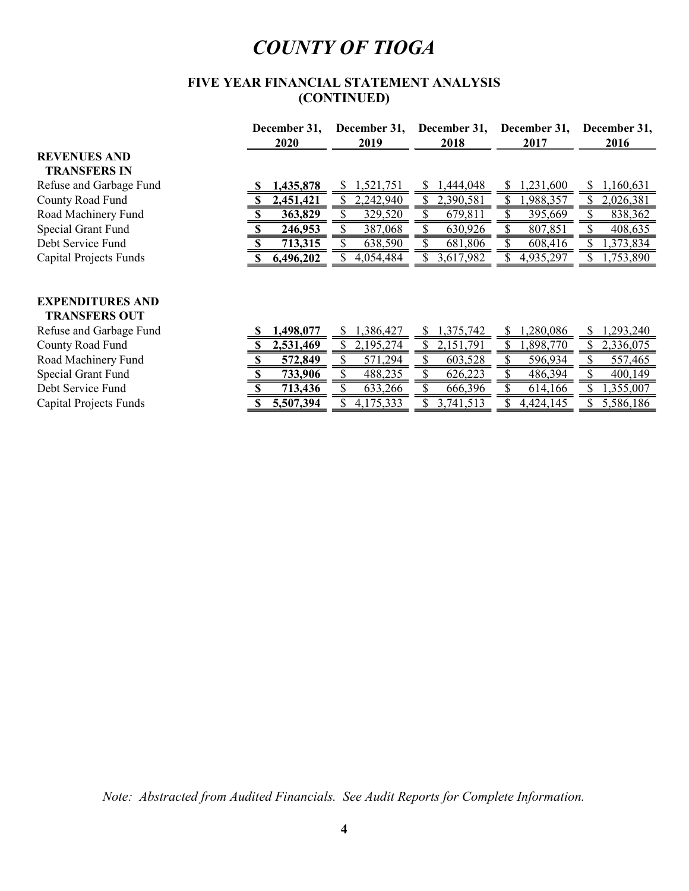# *COUNTY OF TIOGA*

## FIVE YEAR FINANCIAL STATEMENT ANALYSIS (CONTINUED)

| | December 31, 2020 | December 31, 2019 | December 31, 2018 | December 31, 2017 | December 31, 2016 |
|---|---|---|---|---|---|
| **REVENUES AND TRANSFERS IN** | | | | | |
| Refuse and Garbage Fund | **$ 1,435,878** | $ 1,521,751 | $ 1,444,048 | $ 1,231,600 | $ 1,160,631 |
| County Road Fund | **$ 2,451,421** | $ 2,242,940 | $ 2,390,581 | $ 1,988,357 | $ 2,026,381 |
| Road Machinery Fund | **$ 363,829** | $ 329,520 | $ 679,811 | $ 395,669 | $ 838,362 |
| Special Grant Fund | **$ 246,953** | $ 387,068 | $ 630,926 | $ 807,851 | $ 408,635 |
| Debt Service Fund | **$ 713,315** | $ 638,590 | $ 681,806 | $ 608,416 | $ 1,373,834 |
| Capital Projects Funds | **$ 6,496,202** | $ 4,054,484 | $ 3,617,982 | $ 4,935,297 | $ 1,753,890 |
| **EXPENDITURES AND TRANSFERS OUT** | | | | | |
| Refuse and Garbage Fund | **$ 1,498,077** | $ 1,386,427 | $ 1,375,742 | $ 1,280,086 | $ 1,293,240 |
| County Road Fund | **$ 2,531,469** | $ 2,195,274 | $ 2,151,791 | $ 1,898,770 | $ 2,336,075 |
| Road Machinery Fund | **$ 572,849** | $ 571,294 | $ 603,528 | $ 596,934 | $ 557,465 |
| Special Grant Fund | **$ 733,906** | $ 488,235 | $ 626,223 | $ 486,394 | $ 400,149 |
| Debt Service Fund | **$ 713,436** | $ 633,266 | $ 666,396 | $ 614,166 | $ 1,355,007 |
| Capital Projects Funds | **$ 5,507,394** | $ 4,175,333 | $ 3,741,513 | $ 4,424,145 | $ 5,586,186 |

*Note: Abstracted from Audited Financials. See Audit Reports for Complete Information.*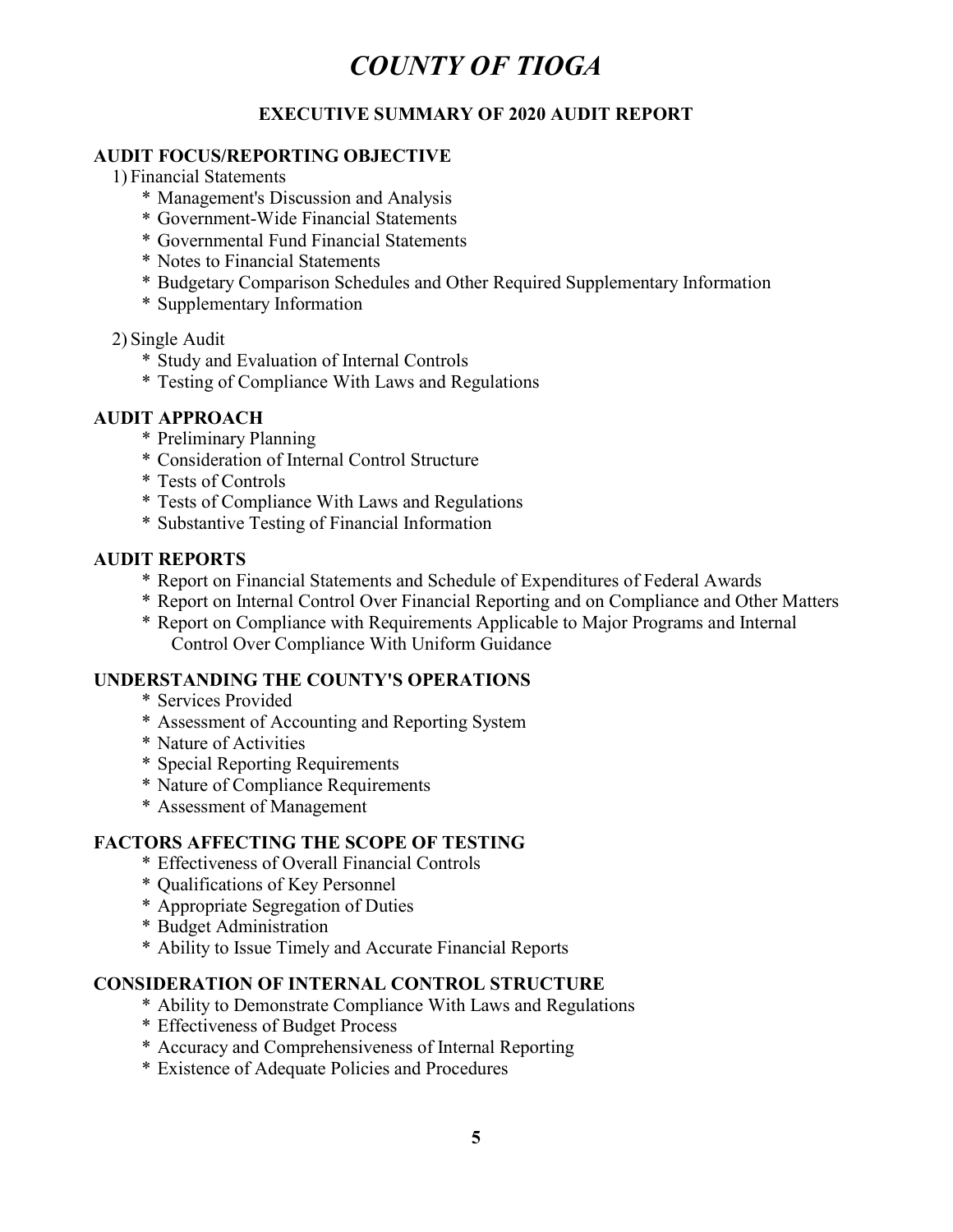# *COUNTY OF TIOGA*

**EXECUTIVE SUMMARY OF 2020 AUDIT REPORT**

**AUDIT FOCUS/REPORTING OBJECTIVE**

1) Financial Statements
   * Management's Discussion and Analysis
   * Government-Wide Financial Statements
   * Governmental Fund Financial Statements
   * Notes to Financial Statements
   * Budgetary Comparison Schedules and Other Required Supplementary Information
   * Supplementary Information

2) Single Audit
   * Study and Evaluation of Internal Controls
   * Testing of Compliance With Laws and Regulations

**AUDIT APPROACH**

* Preliminary Planning
* Consideration of Internal Control Structure
* Tests of Controls
* Tests of Compliance With Laws and Regulations
* Substantive Testing of Financial Information

**AUDIT REPORTS**

* Report on Financial Statements and Schedule of Expenditures of Federal Awards
* Report on Internal Control Over Financial Reporting and on Compliance and Other Matters
* Report on Compliance with Requirements Applicable to Major Programs and Internal Control Over Compliance With Uniform Guidance

**UNDERSTANDING THE COUNTY'S OPERATIONS**

* Services Provided
* Assessment of Accounting and Reporting System
* Nature of Activities
* Special Reporting Requirements
* Nature of Compliance Requirements
* Assessment of Management

**FACTORS AFFECTING THE SCOPE OF TESTING**

* Effectiveness of Overall Financial Controls
* Qualifications of Key Personnel
* Appropriate Segregation of Duties
* Budget Administration
* Ability to Issue Timely and Accurate Financial Reports

**CONSIDERATION OF INTERNAL CONTROL STRUCTURE**

* Ability to Demonstrate Compliance With Laws and Regulations
* Effectiveness of Budget Process
* Accuracy and Comprehensiveness of Internal Reporting
* Existence of Adequate Policies and Procedures